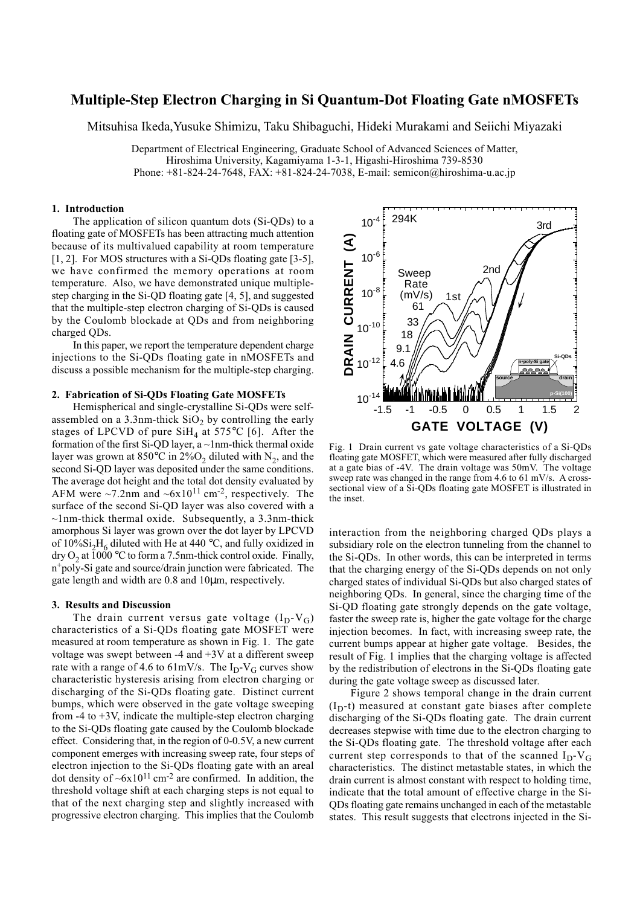# Multiple-Step Electron Charging in Si Quantum-Dot Floating Gate nMOSFETs

Mitsuhisa Ikeda, Yusuke Shimizu, Taku Shibaguchi, Hideki Murakami and Seiichi Miyazaki

Department of Electrical Engineering, Graduate School of Advanced Sciences of Matter,
Hiroshima University, Kagamiyama 1-3-1, Higashi-Hiroshima 739-8530
Phone: +81-824-24-7648, FAX: +81-824-24-7038, E-mail: semicon@hiroshima-u.ac.jp

## 1. Introduction

The application of silicon quantum dots (Si-QDs) to a floating gate of MOSFETs has been attracting much attention because of its multivalued capability at room temperature [1, 2]. For MOS structures with a Si-QDs floating gate [3-5], we have confirmed the memory operations at room temperature. Also, we have demonstrated unique multiple-step charging in the Si-QD floating gate [4, 5], and suggested that the multiple-step electron charging of Si-QDs is caused by the Coulomb blockade at QDs and from neighboring charged QDs.

In this paper, we report the temperature dependent charge injections to the Si-QDs floating gate in nMOSFETs and discuss a possible mechanism for the multiple-step charging.

## 2. Fabrication of Si-QDs Floating Gate MOSFETs

Hemispherical and single-crystalline Si-QDs were self-assembled on a 3.3nm-thick $SiO_2$ by controlling the early stages of LPCVD of pure $SiH_4$ at 575°C [6]. After the formation of the first Si-QD layer, a ~1nm-thick thermal oxide layer was grown at 850°C in 2%$O_2$ diluted with $N_2$, and the second Si-QD layer was deposited under the same conditions. The average dot height and the total dot density evaluated by AFM were ~7.2nm and ~$6x10^{11}$ $cm^{-2}$, respectively. The surface of the second Si-QD layer was also covered with a ~1nm-thick thermal oxide. Subsequently, a 3.3nm-thick amorphous Si layer was grown over the dot layer by LPCVD of 10%$Si_2H_6$ diluted with He at 440 °C, and fully oxidized in dry $O_2$ at 1000 °C to form a 7.5nm-thick control oxide. Finally, $n^+$poly-Si gate and source/drain junction were fabricated. The gate length and width are 0.8 and 10μm, respectively.

## 3. Results and Discussion

The drain current versus gate voltage ($I_D$-$V_G$) characteristics of a Si-QDs floating gate MOSFET were measured at room temperature as shown in Fig. 1. The gate voltage was swept between -4 and +3V at a different sweep rate with a range of 4.6 to 61mV/s. The $I_D$-$V_G$ curves show characteristic hysteresis arising from electron charging or discharging of the Si-QDs floating gate. Distinct current bumps, which were observed in the gate voltage sweeping from -4 to +3V, indicate the multiple-step electron charging to the Si-QDs floating gate caused by the Coulomb blockade effect. Considering that, in the region of 0-0.5V, a new current component emerges with increasing sweep rate, four steps of electron injection to the Si-QDs floating gate with an areal dot density of ~$6x10^{11}$ $cm^{-2}$ are confirmed. In addition, the threshold voltage shift at each charging steps is not equal to that of the next charging step and slightly increased with progressive electron charging. This implies that the Coulomb interaction from the neighboring charged QDs plays a subsidiary role on the electron tunneling from the channel to the Si-QDs. In other words, this can be interpreted in terms that the charging energy of the Si-QDs depends on not only charged states of individual Si-QDs but also charged states of neighboring QDs. In general, since the charging time of the Si-QD floating gate strongly depends on the gate voltage, faster the sweep rate is, higher the gate voltage for the charge injection becomes. In fact, with increasing sweep rate, the current bumps appear at higher gate voltage. Besides, the result of Fig. 1 implies that the charging voltage is affected by the redistribution of electrons in the Si-QDs floating gate during the gate voltage sweep as discussed later.

Fig. 1 Drain current vs gate voltage characteristics of a Si-QDs floating gate MOSFET, which were measured after fully discharged at a gate bias of -4V. The drain voltage was 50mV. The voltage sweep rate was changed in the range from 4.6 to 61 mV/s. A cross-sectional view of a Si-QDs floating gate MOSFET is illustrated in the inset.

Figure 2 shows temporal change in the drain current ($I_D$-t) measured at constant gate biases after complete discharging of the Si-QDs floating gate. The drain current decreases stepwise with time due to the electron charging to the Si-QDs floating gate. The threshold voltage after each current step corresponds to that of the scanned $I_D$-$V_G$ characteristics. The distinct metastable states, in which the drain current is almost constant with respect to holding time, indicate that the total amount of effective charge in the Si-QDs floating gate remains unchanged in each of the metastable states. This result suggests that electrons injected in the Si-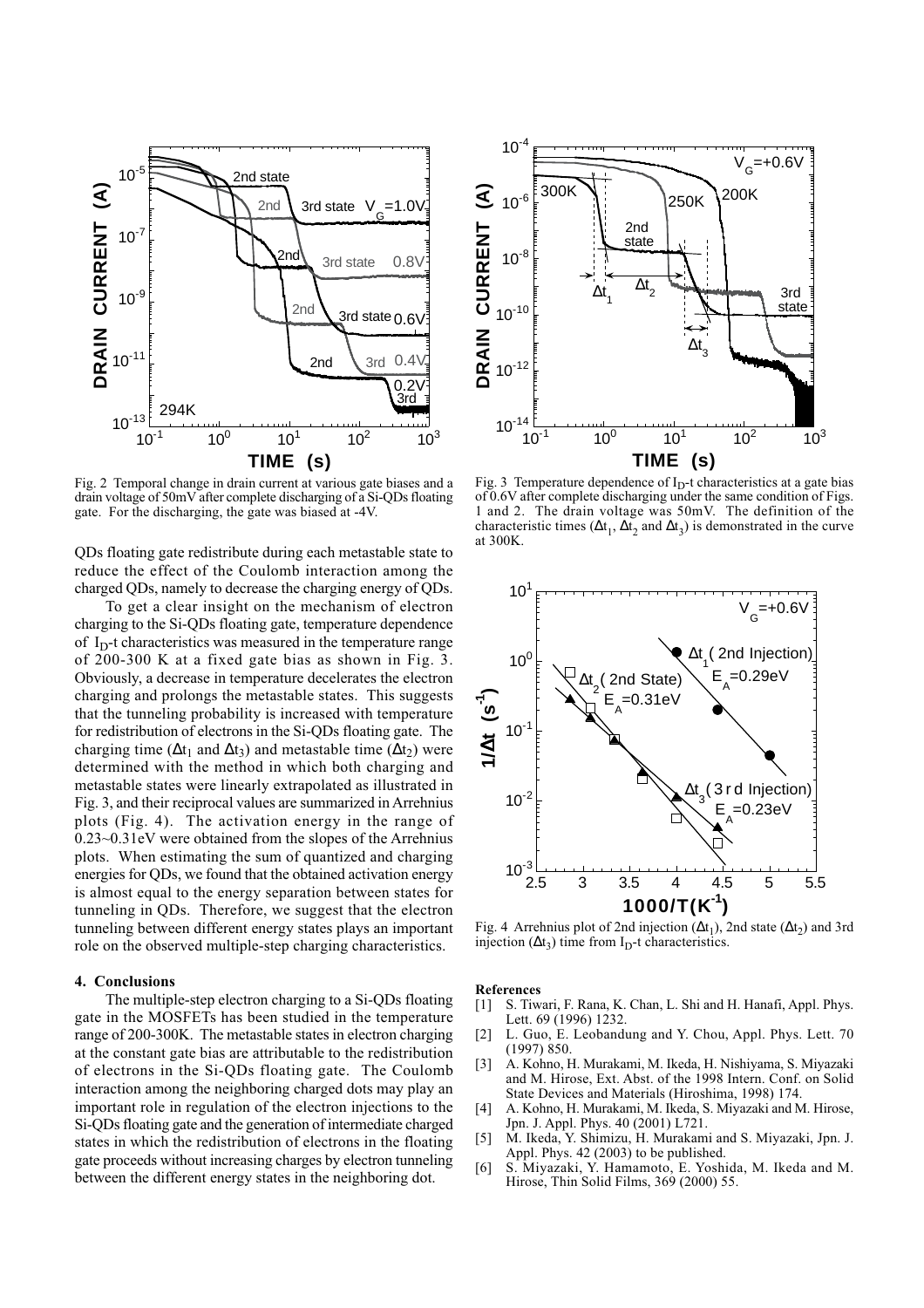2nd state

2nd

3rd state $V_G$=1.0V

2nd

3rd state 0.8V

2nd

3rd state 0.6V

2nd

3rd 0.4V

0.2V

3rd

294K

DRAIN CURRENT (A)

TIME (s)

Fig. 2 Temporal change in drain current at various gate biases and a drain voltage of 50mV after complete discharging of a Si-QDs floating gate. For the discharging, the gate was biased at -4V.

$V_G$=+0.6V

300K

250K

200K

2nd state

$\Delta t_1$

$\Delta t_2$

$\Delta t_3$

3rd state

DRAIN CURRENT (A)

TIME (s)

Fig. 3 Temperature dependence of $I_D$-t characteristics at a gate bias of 0.6V after complete discharging under the same condition of Figs. 1 and 2. The drain voltage was 50mV. The definition of the characteristic times ($\Delta t_1$, $\Delta t_2$ and $\Delta t_3$) is demonstrated in the curve at 300K.

QDs floating gate redistribute during each metastable state to reduce the effect of the Coulomb interaction among the charged QDs, namely to decrease the charging energy of QDs.

To get a clear insight on the mechanism of electron charging to the Si-QDs floating gate, temperature dependence of $I_D$-t characteristics was measured in the temperature range of 200-300 K at a fixed gate bias as shown in Fig. 3. Obviously, a decrease in temperature decelerates the electron charging and prolongs the metastable states. This suggests that the tunneling probability is increased with temperature for redistribution of electrons in the Si-QDs floating gate. The charging time ($\Delta t_1$ and $\Delta t_3$) and metastable time ($\Delta t_2$) were determined with the method in which both charging and metastable states were linearly extrapolated as illustrated in Fig. 3, and their reciprocal values are summarized in Arrhenius plots (Fig. 4). The activation energy in the range of 0.23~0.31eV were obtained from the slopes of the Arrhenius plots. When estimating the sum of quantized and charging energies for QDs, we found that the obtained activation energy is almost equal to the energy separation between states for tunneling in QDs. Therefore, we suggest that the electron tunneling between different energy states plays an important role on the observed multiple-step charging characteristics.

$V_G$=+0.6V

$\Delta t_1$ (2nd Injection) $E_A$=0.29eV

$\Delta t_2$ (2nd State) $E_A$=0.31eV

$\Delta t_3$ (3rd Injection) $E_A$=0.23eV

$1/\Delta t$ ($s^{-1}$)

$1000/T(K^{-1})$

Fig. 4 Arrhenius plot of 2nd injection ($\Delta t_1$), 2nd state ($\Delta t_2$) and 3rd injection ($\Delta t_3$) time from $I_D$-t characteristics.

## 4. Conclusions

The multiple-step electron charging to a Si-QDs floating gate in the MOSFETs has been studied in the temperature range of 200-300K. The metastable states in electron charging at the constant gate bias are attributable to the redistribution of electrons in the Si-QDs floating gate. The Coulomb interaction among the neighboring charged dots may play an important role in regulation of the electron injections to the Si-QDs floating gate and the generation of intermediate charged states in which the redistribution of electrons in the floating gate proceeds without increasing charges by electron tunneling between the different energy states in the neighboring dot.

### References

[1] S. Tiwari, F. Rana, K. Chan, L. Shi and H. Hanafi, Appl. Phys. Lett. 69 (1996) 1232.

[2] L. Guo, E. Leobandung and Y. Chou, Appl. Phys. Lett. 70 (1997) 850.

[3] A. Kohno, H. Murakami, M. Ikeda, H. Nishiyama, S. Miyazaki and M. Hirose, Ext. Abst. of the 1998 Intern. Conf. on Solid State Devices and Materials (Hiroshima, 1998) 174.

[4] A. Kohno, H. Murakami, M. Ikeda, S. Miyazaki and M. Hirose, Jpn. J. Appl. Phys. 40 (2001) L721.

[5] M. Ikeda, Y. Shimizu, H. Murakami and S. Miyazaki, Jpn. J. Appl. Phys. 42 (2003) to be published.

[6] S. Miyazaki, Y. Hamamoto, E. Yoshida, M. Ikeda and M. Hirose, Thin Solid Films, 369 (2000) 55.